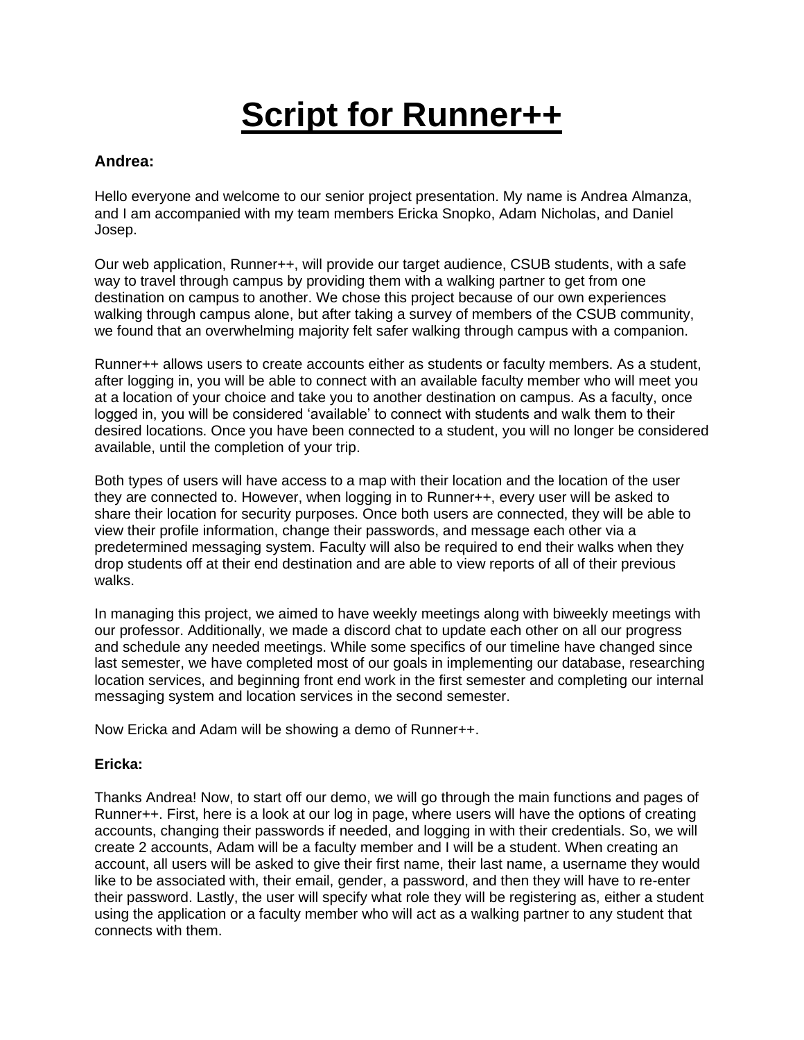# Script for Runner++

**Andrea:**

Hello everyone and welcome to our senior project presentation. My name is Andrea Almanza, and I am accompanied with my team members Ericka Snopko, Adam Nicholas, and Daniel Josep.

Our web application, Runner++, will provide our target audience, CSUB students, with a safe way to travel through campus by providing them with a walking partner to get from one destination on campus to another. We chose this project because of our own experiences walking through campus alone, but after taking a survey of members of the CSUB community, we found that an overwhelming majority felt safer walking through campus with a companion.

Runner++ allows users to create accounts either as students or faculty members. As a student, after logging in, you will be able to connect with an available faculty member who will meet you at a location of your choice and take you to another destination on campus. As a faculty, once logged in, you will be considered 'available' to connect with students and walk them to their desired locations. Once you have been connected to a student, you will no longer be considered available, until the completion of your trip.

Both types of users will have access to a map with their location and the location of the user they are connected to. However, when logging in to Runner++, every user will be asked to share their location for security purposes. Once both users are connected, they will be able to view their profile information, change their passwords, and message each other via a predetermined messaging system. Faculty will also be required to end their walks when they drop students off at their end destination and are able to view reports of all of their previous walks.

In managing this project, we aimed to have weekly meetings along with biweekly meetings with our professor. Additionally, we made a discord chat to update each other on all our progress and schedule any needed meetings. While some specifics of our timeline have changed since last semester, we have completed most of our goals in implementing our database, researching location services, and beginning front end work in the first semester and completing our internal messaging system and location services in the second semester.

Now Ericka and Adam will be showing a demo of Runner++.

**Ericka:**

Thanks Andrea! Now, to start off our demo, we will go through the main functions and pages of Runner++. First, here is a look at our log in page, where users will have the options of creating accounts, changing their passwords if needed, and logging in with their credentials. So, we will create 2 accounts, Adam will be a faculty member and I will be a student. When creating an account, all users will be asked to give their first name, their last name, a username they would like to be associated with, their email, gender, a password, and then they will have to re-enter their password. Lastly, the user will specify what role they will be registering as, either a student using the application or a faculty member who will act as a walking partner to any student that connects with them.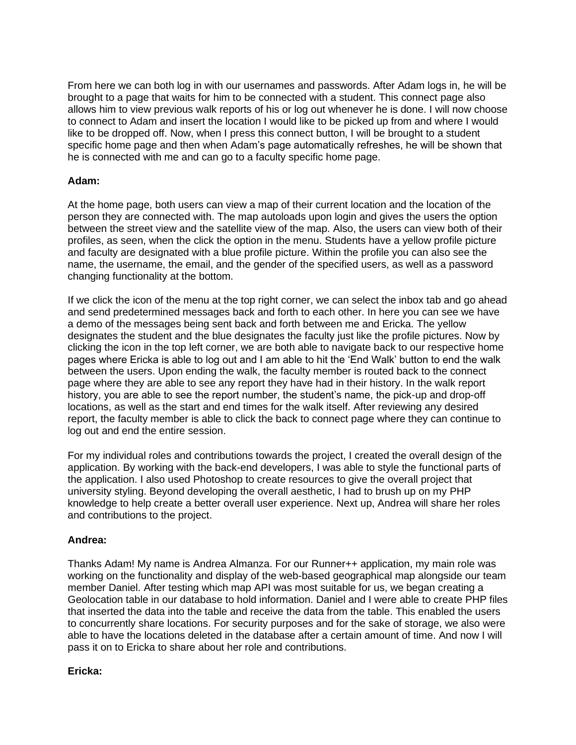From here we can both log in with our usernames and passwords. After Adam logs in, he will be brought to a page that waits for him to be connected with a student. This connect page also allows him to view previous walk reports of his or log out whenever he is done. I will now choose to connect to Adam and insert the location I would like to be picked up from and where I would like to be dropped off. Now, when I press this connect button, I will be brought to a student specific home page and then when Adam's page automatically refreshes, he will be shown that he is connected with me and can go to a faculty specific home page.

**Adam:**

At the home page, both users can view a map of their current location and the location of the person they are connected with. The map autoloads upon login and gives the users the option between the street view and the satellite view of the map. Also, the users can view both of their profiles, as seen, when the click the option in the menu. Students have a yellow profile picture and faculty are designated with a blue profile picture. Within the profile you can also see the name, the username, the email, and the gender of the specified users, as well as a password changing functionality at the bottom.

If we click the icon of the menu at the top right corner, we can select the inbox tab and go ahead and send predetermined messages back and forth to each other. In here you can see we have a demo of the messages being sent back and forth between me and Ericka. The yellow designates the student and the blue designates the faculty just like the profile pictures. Now by clicking the icon in the top left corner, we are both able to navigate back to our respective home pages where Ericka is able to log out and I am able to hit the 'End Walk' button to end the walk between the users. Upon ending the walk, the faculty member is routed back to the connect page where they are able to see any report they have had in their history. In the walk report history, you are able to see the report number, the student's name, the pick-up and drop-off locations, as well as the start and end times for the walk itself. After reviewing any desired report, the faculty member is able to click the back to connect page where they can continue to log out and end the entire session.

For my individual roles and contributions towards the project, I created the overall design of the application. By working with the back-end developers, I was able to style the functional parts of the application. I also used Photoshop to create resources to give the overall project that university styling. Beyond developing the overall aesthetic, I had to brush up on my PHP knowledge to help create a better overall user experience. Next up, Andrea will share her roles and contributions to the project.

**Andrea:**

Thanks Adam! My name is Andrea Almanza. For our Runner++ application, my main role was working on the functionality and display of the web-based geographical map alongside our team member Daniel. After testing which map API was most suitable for us, we began creating a Geolocation table in our database to hold information. Daniel and I were able to create PHP files that inserted the data into the table and receive the data from the table. This enabled the users to concurrently share locations. For security purposes and for the sake of storage, we also were able to have the locations deleted in the database after a certain amount of time. And now I will pass it on to Ericka to share about her role and contributions.

**Ericka:**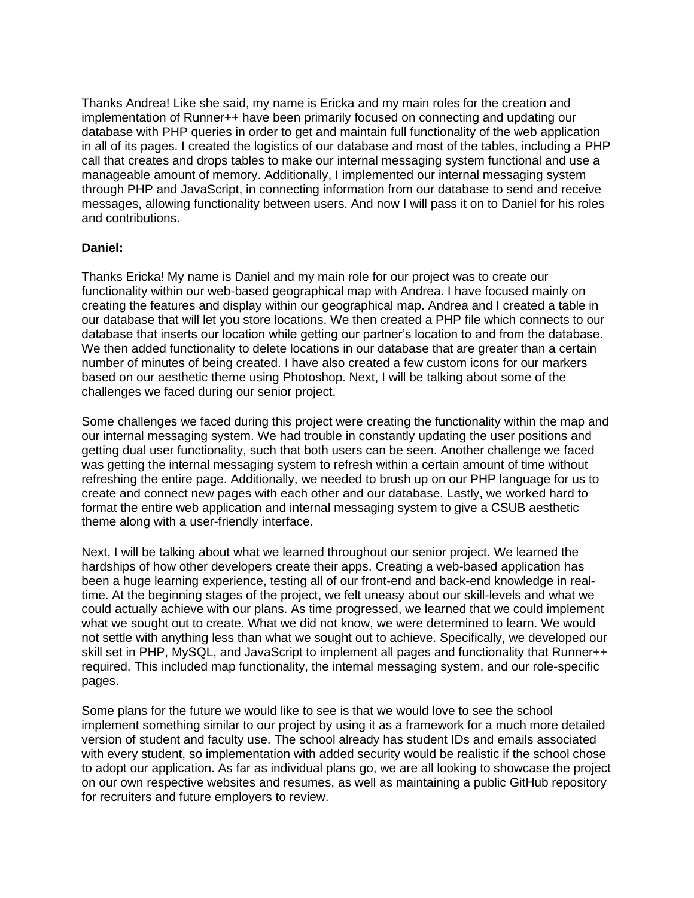Thanks Andrea! Like she said, my name is Ericka and my main roles for the creation and implementation of Runner++ have been primarily focused on connecting and updating our database with PHP queries in order to get and maintain full functionality of the web application in all of its pages. I created the logistics of our database and most of the tables, including a PHP call that creates and drops tables to make our internal messaging system functional and use a manageable amount of memory. Additionally, I implemented our internal messaging system through PHP and JavaScript, in connecting information from our database to send and receive messages, allowing functionality between users. And now I will pass it on to Daniel for his roles and contributions.

**Daniel:**

Thanks Ericka! My name is Daniel and my main role for our project was to create our functionality within our web-based geographical map with Andrea. I have focused mainly on creating the features and display within our geographical map. Andrea and I created a table in our database that will let you store locations. We then created a PHP file which connects to our database that inserts our location while getting our partner's location to and from the database. We then added functionality to delete locations in our database that are greater than a certain number of minutes of being created. I have also created a few custom icons for our markers based on our aesthetic theme using Photoshop. Next, I will be talking about some of the challenges we faced during our senior project.

Some challenges we faced during this project were creating the functionality within the map and our internal messaging system. We had trouble in constantly updating the user positions and getting dual user functionality, such that both users can be seen. Another challenge we faced was getting the internal messaging system to refresh within a certain amount of time without refreshing the entire page. Additionally, we needed to brush up on our PHP language for us to create and connect new pages with each other and our database. Lastly, we worked hard to format the entire web application and internal messaging system to give a CSUB aesthetic theme along with a user-friendly interface.

Next, I will be talking about what we learned throughout our senior project. We learned the hardships of how other developers create their apps. Creating a web-based application has been a huge learning experience, testing all of our front-end and back-end knowledge in real-time. At the beginning stages of the project, we felt uneasy about our skill-levels and what we could actually achieve with our plans. As time progressed, we learned that we could implement what we sought out to create. What we did not know, we were determined to learn. We would not settle with anything less than what we sought out to achieve. Specifically, we developed our skill set in PHP, MySQL, and JavaScript to implement all pages and functionality that Runner++ required. This included map functionality, the internal messaging system, and our role-specific pages.

Some plans for the future we would like to see is that we would love to see the school implement something similar to our project by using it as a framework for a much more detailed version of student and faculty use. The school already has student IDs and emails associated with every student, so implementation with added security would be realistic if the school chose to adopt our application. As far as individual plans go, we are all looking to showcase the project on our own respective websites and resumes, as well as maintaining a public GitHub repository for recruiters and future employers to review.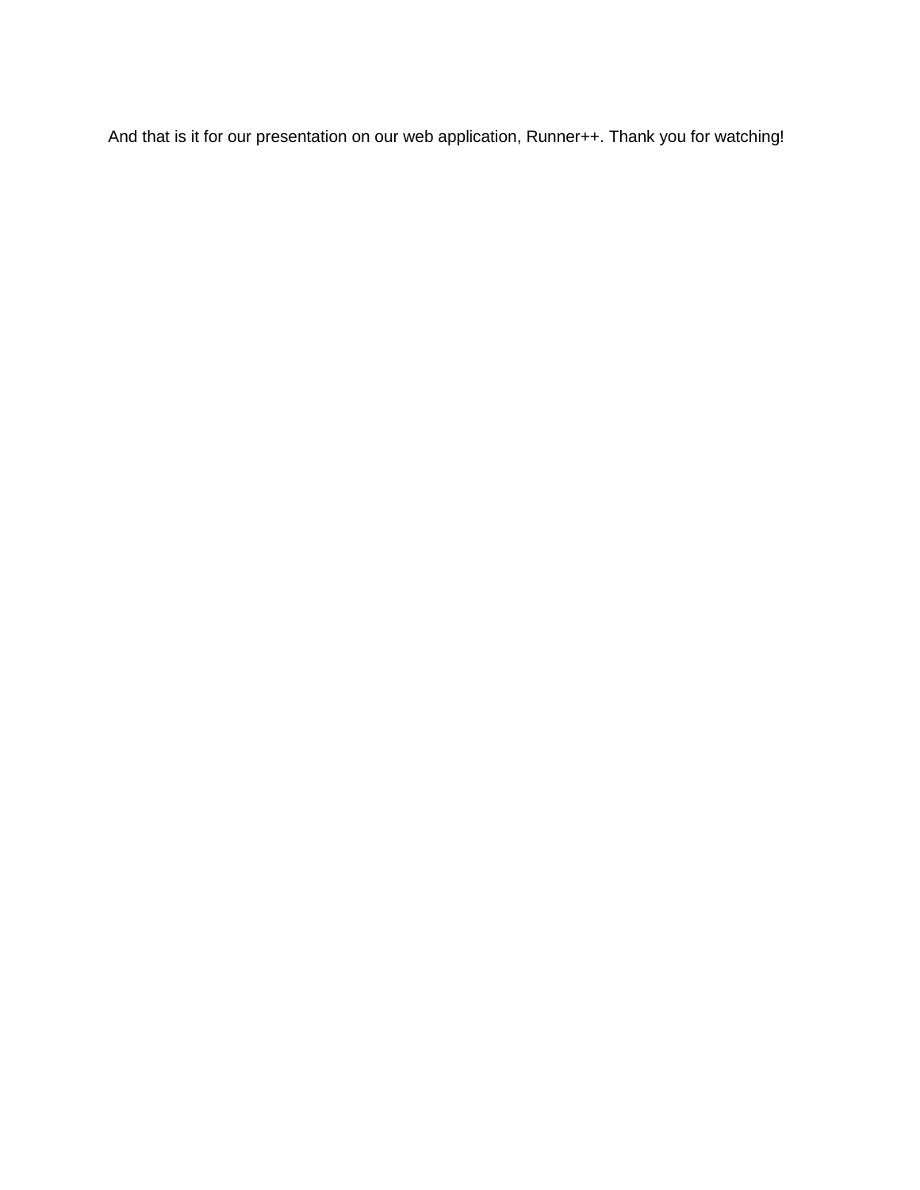And that is it for our presentation on our web application, Runner++. Thank you for watching!